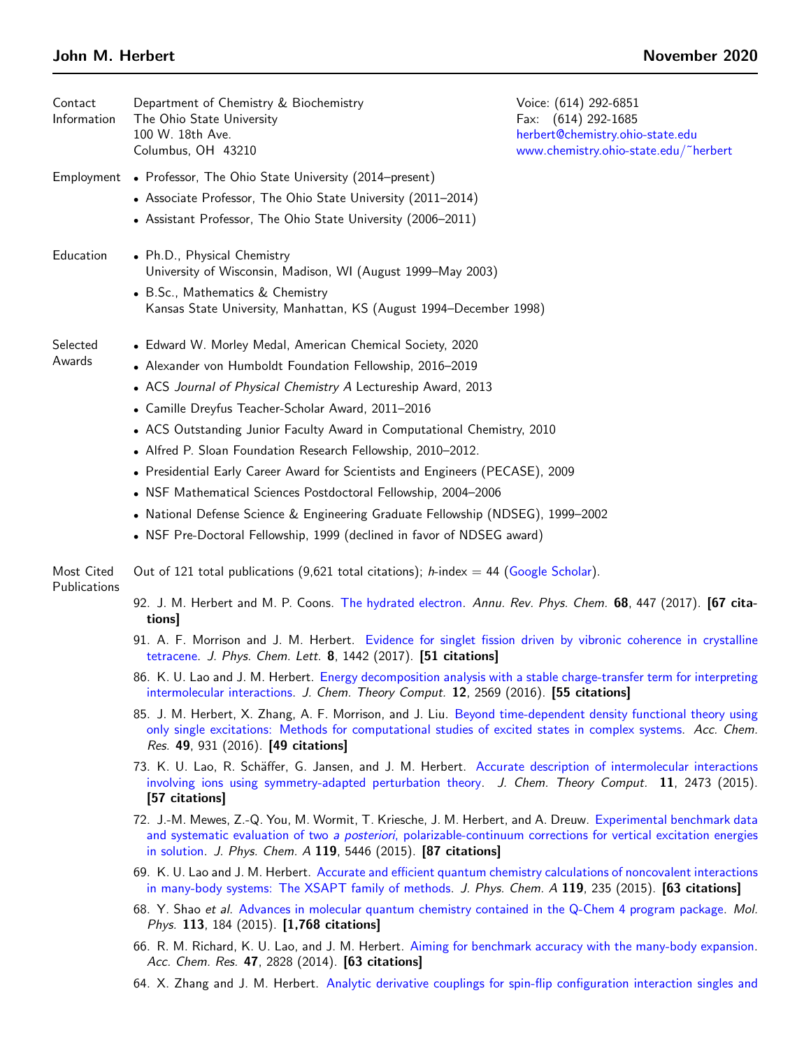# John M. Herbert

November 2020

## Contact Information

Department of Chemistry & Biochemistry
The Ohio State University
100 W. 18th Ave.
Columbus, OH 43210

Voice: (614) 292-6851
Fax: (614) 292-1685
herbert@chemistry.ohio-state.edu
www.chemistry.ohio-state.edu/~herbert

## Employment

- Professor, The Ohio State University (2014–present)
- Associate Professor, The Ohio State University (2011–2014)
- Assistant Professor, The Ohio State University (2006–2011)

## Education

- Ph.D., Physical Chemistry
  University of Wisconsin, Madison, WI (August 1999–May 2003)
- B.Sc., Mathematics & Chemistry
  Kansas State University, Manhattan, KS (August 1994–December 1998)

## Selected Awards

- Edward W. Morley Medal, American Chemical Society, 2020
- Alexander von Humboldt Foundation Fellowship, 2016–2019
- ACS *Journal of Physical Chemistry A* Lectureship Award, 2013
- Camille Dreyfus Teacher-Scholar Award, 2011–2016
- ACS Outstanding Junior Faculty Award in Computational Chemistry, 2010
- Alfred P. Sloan Foundation Research Fellowship, 2010–2012.
- Presidential Early Career Award for Scientists and Engineers (PECASE), 2009
- NSF Mathematical Sciences Postdoctoral Fellowship, 2004–2006
- National Defense Science & Engineering Graduate Fellowship (NDSEG), 1999–2002
- NSF Pre-Doctoral Fellowship, 1999 (declined in favor of NDSEG award)

## Most Cited Publications

Out of 121 total publications (9,621 total citations); *h*-index = 44 (Google Scholar).

92. J. M. Herbert and M. P. Coons. The hydrated electron. *Annu. Rev. Phys. Chem.* **68**, 447 (2017). **[67 citations]**

91. A. F. Morrison and J. M. Herbert. Evidence for singlet fission driven by vibronic coherence in crystalline tetracene. *J. Phys. Chem. Lett.* **8**, 1442 (2017). **[51 citations]**

86. K. U. Lao and J. M. Herbert. Energy decomposition analysis with a stable charge-transfer term for interpreting intermolecular interactions. *J. Chem. Theory Comput.* **12**, 2569 (2016). **[55 citations]**

85. J. M. Herbert, X. Zhang, A. F. Morrison, and J. Liu. Beyond time-dependent density functional theory using only single excitations: Methods for computational studies of excited states in complex systems. *Acc. Chem. Res.* **49**, 931 (2016). **[49 citations]**

73. K. U. Lao, R. Schäffer, G. Jansen, and J. M. Herbert. Accurate description of intermolecular interactions involving ions using symmetry-adapted perturbation theory. *J. Chem. Theory Comput.* **11**, 2473 (2015). **[57 citations]**

72. J.-M. Mewes, Z.-Q. You, M. Wormit, T. Kriesche, J. M. Herbert, and A. Dreuw. Experimental benchmark data and systematic evaluation of two *a posteriori*, polarizable-continuum corrections for vertical excitation energies in solution. *J. Phys. Chem. A* **119**, 5446 (2015). **[87 citations]**

69. K. U. Lao and J. M. Herbert. Accurate and efficient quantum chemistry calculations of noncovalent interactions in many-body systems: The XSAPT family of methods. *J. Phys. Chem. A* **119**, 235 (2015). **[63 citations]**

68. Y. Shao *et al.* Advances in molecular quantum chemistry contained in the Q-Chem 4 program package. *Mol. Phys.* **113**, 184 (2015). **[1,768 citations]**

66. R. M. Richard, K. U. Lao, and J. M. Herbert. Aiming for benchmark accuracy with the many-body expansion. *Acc. Chem. Res.* **47**, 2828 (2014). **[63 citations]**

64. X. Zhang and J. M. Herbert. Analytic derivative couplings for spin-flip configuration interaction singles and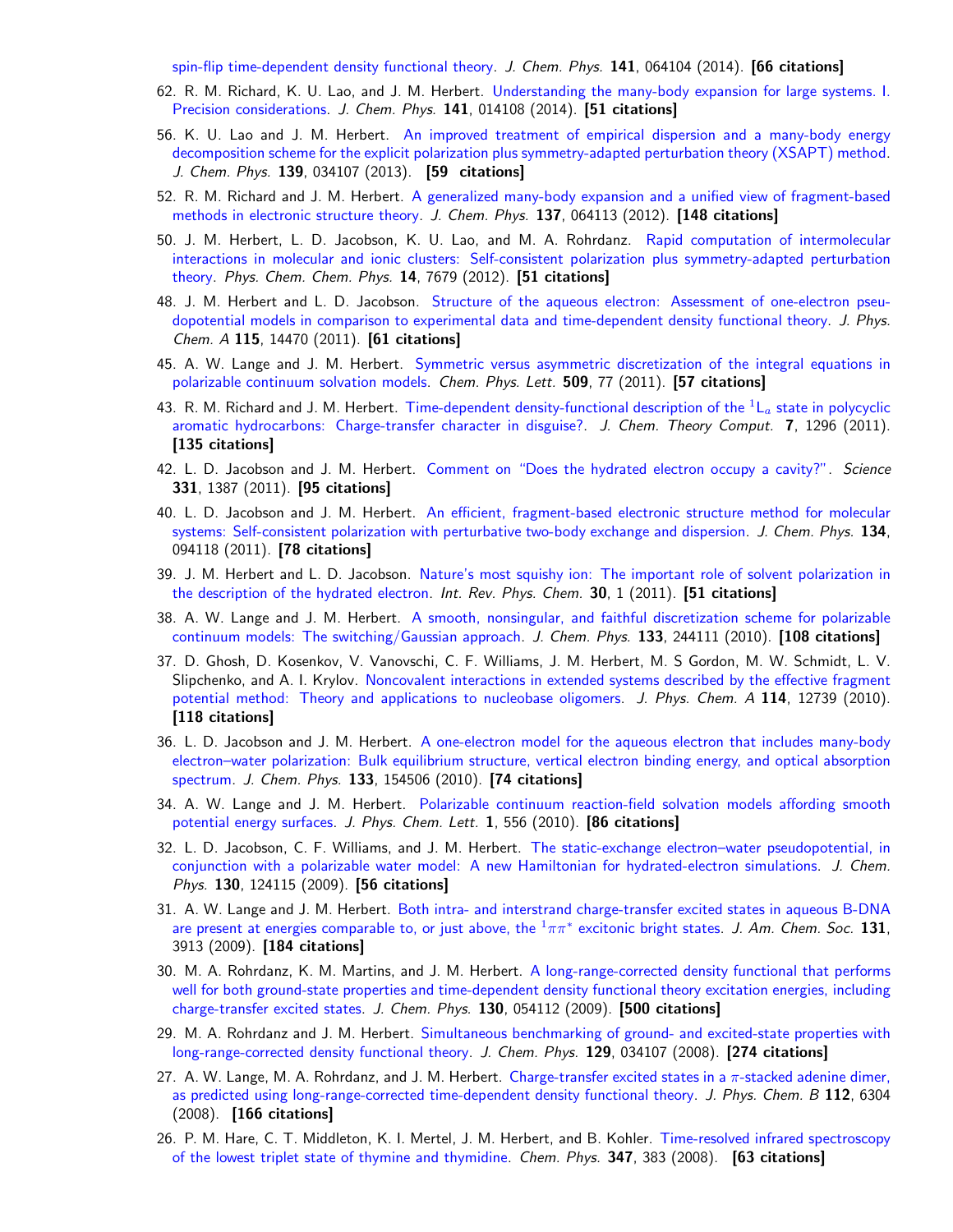spin-flip time-dependent density functional theory. *J. Chem. Phys.* **141**, 064104 (2014). **[66 citations]**

62. R. M. Richard, K. U. Lao, and J. M. Herbert. Understanding the many-body expansion for large systems. I. Precision considerations. *J. Chem. Phys.* **141**, 014108 (2014). **[51 citations]**

56. K. U. Lao and J. M. Herbert. An improved treatment of empirical dispersion and a many-body energy decomposition scheme for the explicit polarization plus symmetry-adapted perturbation theory (XSAPT) method. *J. Chem. Phys.* **139**, 034107 (2013). **[59 citations]**

52. R. M. Richard and J. M. Herbert. A generalized many-body expansion and a unified view of fragment-based methods in electronic structure theory. *J. Chem. Phys.* **137**, 064113 (2012). **[148 citations]**

50. J. M. Herbert, L. D. Jacobson, K. U. Lao, and M. A. Rohrdanz. Rapid computation of intermolecular interactions in molecular and ionic clusters: Self-consistent polarization plus symmetry-adapted perturbation theory. *Phys. Chem. Chem. Phys.* **14**, 7679 (2012). **[51 citations]**

48. J. M. Herbert and L. D. Jacobson. Structure of the aqueous electron: Assessment of one-electron pseudopotential models in comparison to experimental data and time-dependent density functional theory. *J. Phys. Chem. A* **115**, 14470 (2011). **[61 citations]**

45. A. W. Lange and J. M. Herbert. Symmetric versus asymmetric discretization of the integral equations in polarizable continuum solvation models. *Chem. Phys. Lett.* **509**, 77 (2011). **[57 citations]**

43. R. M. Richard and J. M. Herbert. Time-dependent density-functional description of the $^1L_a$ state in polycyclic aromatic hydrocarbons: Charge-transfer character in disguise?. *J. Chem. Theory Comput.* **7**, 1296 (2011). **[135 citations]**

42. L. D. Jacobson and J. M. Herbert. Comment on "Does the hydrated electron occupy a cavity?". *Science* **331**, 1387 (2011). **[95 citations]**

40. L. D. Jacobson and J. M. Herbert. An efficient, fragment-based electronic structure method for molecular systems: Self-consistent polarization with perturbative two-body exchange and dispersion. *J. Chem. Phys.* **134**, 094118 (2011). **[78 citations]**

39. J. M. Herbert and L. D. Jacobson. Nature's most squishy ion: The important role of solvent polarization in the description of the hydrated electron. *Int. Rev. Phys. Chem.* **30**, 1 (2011). **[51 citations]**

38. A. W. Lange and J. M. Herbert. A smooth, nonsingular, and faithful discretization scheme for polarizable continuum models: The switching/Gaussian approach. *J. Chem. Phys.* **133**, 244111 (2010). **[108 citations]**

37. D. Ghosh, D. Kosenkov, V. Vanovschi, C. F. Williams, J. M. Herbert, M. S Gordon, M. W. Schmidt, L. V. Slipchenko, and A. I. Krylov. Noncovalent interactions in extended systems described by the effective fragment potential method: Theory and applications to nucleobase oligomers. *J. Phys. Chem. A* **114**, 12739 (2010). **[118 citations]**

36. L. D. Jacobson and J. M. Herbert. A one-electron model for the aqueous electron that includes many-body electron–water polarization: Bulk equilibrium structure, vertical electron binding energy, and optical absorption spectrum. *J. Chem. Phys.* **133**, 154506 (2010). **[74 citations]**

34. A. W. Lange and J. M. Herbert. Polarizable continuum reaction-field solvation models affording smooth potential energy surfaces. *J. Phys. Chem. Lett.* **1**, 556 (2010). **[86 citations]**

32. L. D. Jacobson, C. F. Williams, and J. M. Herbert. The static-exchange electron–water pseudopotential, in conjunction with a polarizable water model: A new Hamiltonian for hydrated-electron simulations. *J. Chem. Phys.* **130**, 124115 (2009). **[56 citations]**

31. A. W. Lange and J. M. Herbert. Both intra- and interstrand charge-transfer excited states in aqueous B-DNA are present at energies comparable to, or just above, the $^1\pi\pi^*$ excitonic bright states. *J. Am. Chem. Soc.* **131**, 3913 (2009). **[184 citations]**

30. M. A. Rohrdanz, K. M. Martins, and J. M. Herbert. A long-range-corrected density functional that performs well for both ground-state properties and time-dependent density functional theory excitation energies, including charge-transfer excited states. *J. Chem. Phys.* **130**, 054112 (2009). **[500 citations]**

29. M. A. Rohrdanz and J. M. Herbert. Simultaneous benchmarking of ground- and excited-state properties with long-range-corrected density functional theory. *J. Chem. Phys.* **129**, 034107 (2008). **[274 citations]**

27. A. W. Lange, M. A. Rohrdanz, and J. M. Herbert. Charge-transfer excited states in a $\pi$-stacked adenine dimer, as predicted using long-range-corrected time-dependent density functional theory. *J. Phys. Chem. B* **112**, 6304 (2008). **[166 citations]**

26. P. M. Hare, C. T. Middleton, K. I. Mertel, J. M. Herbert, and B. Kohler. Time-resolved infrared spectroscopy of the lowest triplet state of thymine and thymidine. *Chem. Phys.* **347**, 383 (2008). **[63 citations]**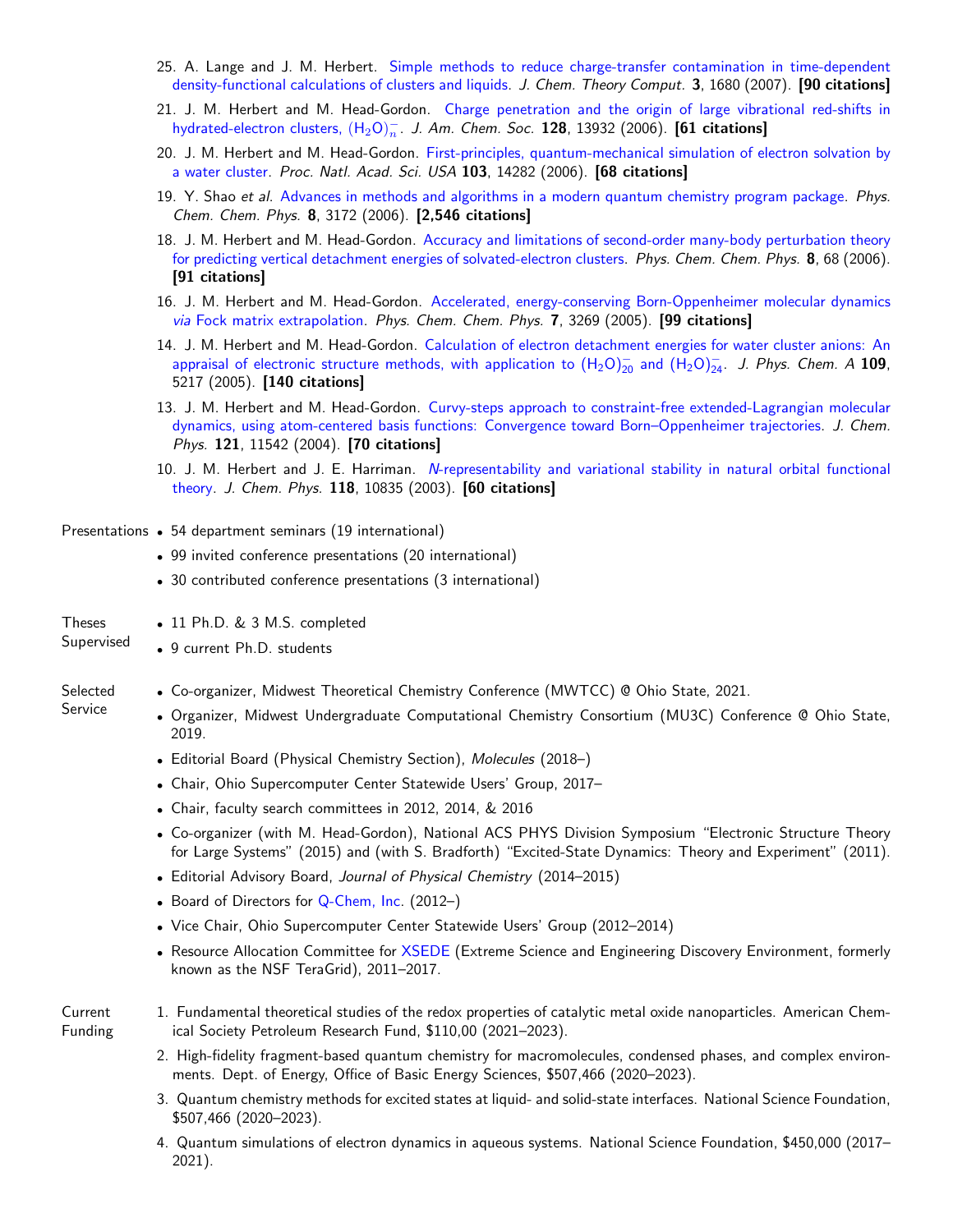25. A. Lange and J. M. Herbert. Simple methods to reduce charge-transfer contamination in time-dependent density-functional calculations of clusters and liquids. *J. Chem. Theory Comput.* **3**, 1680 (2007). **[90 citations]**

21. J. M. Herbert and M. Head-Gordon. Charge penetration and the origin of large vibrational red-shifts in hydrated-electron clusters, $(H_2O)_n^-$. *J. Am. Chem. Soc.* **128**, 13932 (2006). **[61 citations]**

20. J. M. Herbert and M. Head-Gordon. First-principles, quantum-mechanical simulation of electron solvation by a water cluster. *Proc. Natl. Acad. Sci. USA* **103**, 14282 (2006). **[68 citations]**

19. Y. Shao *et al*. Advances in methods and algorithms in a modern quantum chemistry program package. *Phys. Chem. Chem. Phys.* **8**, 3172 (2006). **[2,546 citations]**

18. J. M. Herbert and M. Head-Gordon. Accuracy and limitations of second-order many-body perturbation theory for predicting vertical detachment energies of solvated-electron clusters. *Phys. Chem. Chem. Phys.* **8**, 68 (2006). **[91 citations]**

16. J. M. Herbert and M. Head-Gordon. Accelerated, energy-conserving Born-Oppenheimer molecular dynamics *via* Fock matrix extrapolation. *Phys. Chem. Chem. Phys.* **7**, 3269 (2005). **[99 citations]**

14. J. M. Herbert and M. Head-Gordon. Calculation of electron detachment energies for water cluster anions: An appraisal of electronic structure methods, with application to $(H_2O)_{20}^-$ and $(H_2O)_{24}^-$. *J. Phys. Chem. A* **109**, 5217 (2005). **[140 citations]**

13. J. M. Herbert and M. Head-Gordon. Curvy-steps approach to constraint-free extended-Lagrangian molecular dynamics, using atom-centered basis functions: Convergence toward Born–Oppenheimer trajectories. *J. Chem. Phys.* **121**, 11542 (2004). **[70 citations]**

10. J. M. Herbert and J. E. Harriman. *N*-representability and variational stability in natural orbital functional theory. *J. Chem. Phys.* **118**, 10835 (2003). **[60 citations]**

**Presentations**

- 54 department seminars (19 international)
- 99 invited conference presentations (20 international)
- 30 contributed conference presentations (3 international)

**Theses Supervised**

- 11 Ph.D. & 3 M.S. completed
- 9 current Ph.D. students

**Selected Service**

- Co-organizer, Midwest Theoretical Chemistry Conference (MWTCC) @ Ohio State, 2021.
- Organizer, Midwest Undergraduate Computational Chemistry Consortium (MU3C) Conference @ Ohio State, 2019.
- Editorial Board (Physical Chemistry Section), *Molecules* (2018–)
- Chair, Ohio Supercomputer Center Statewide Users' Group, 2017–
- Chair, faculty search committees in 2012, 2014, & 2016
- Co-organizer (with M. Head-Gordon), National ACS PHYS Division Symposium "Electronic Structure Theory for Large Systems" (2015) and (with S. Bradforth) "Excited-State Dynamics: Theory and Experiment" (2011).
- Editorial Advisory Board, *Journal of Physical Chemistry* (2014–2015)
- Board of Directors for Q-Chem, Inc. (2012–)
- Vice Chair, Ohio Supercomputer Center Statewide Users' Group (2012–2014)
- Resource Allocation Committee for XSEDE (Extreme Science and Engineering Discovery Environment, formerly known as the NSF TeraGrid), 2011–2017.

**Current Funding**

1. Fundamental theoretical studies of the redox properties of catalytic metal oxide nanoparticles. American Chemical Society Petroleum Research Fund, $110,00 (2021–2023).
2. High-fidelity fragment-based quantum chemistry for macromolecules, condensed phases, and complex environments. Dept. of Energy, Office of Basic Energy Sciences, $507,466 (2020–2023).
3. Quantum chemistry methods for excited states at liquid- and solid-state interfaces. National Science Foundation, $507,466 (2020–2023).
4. Quantum simulations of electron dynamics in aqueous systems. National Science Foundation, $450,000 (2017–2021).